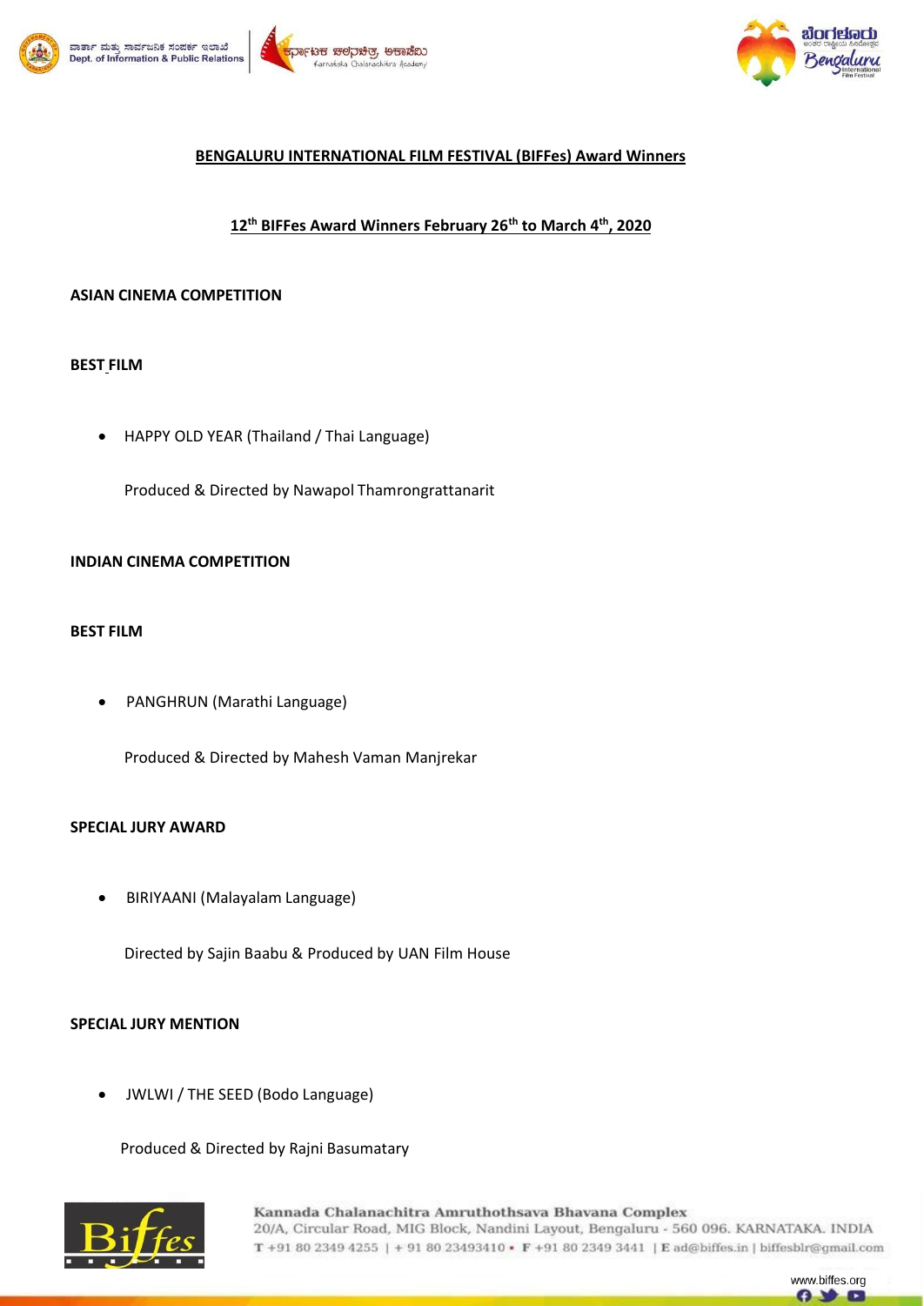# BENGALURU INTERNATIONAL FILM FESTIVAL (BIFFes) Award Winners

## 12th BIFFes Award Winners February 26th to March 4th, 2020

### ASIAN CINEMA COMPETITION

#### BEST FILM

- HAPPY OLD YEAR (Thailand / Thai Language)

  Produced & Directed by Nawapol Thamrongrattanarit

### INDIAN CINEMA COMPETITION

#### BEST FILM

- PANGHRUN (Marathi Language)

  Produced & Directed by Mahesh Vaman Manjrekar

#### SPECIAL JURY AWARD

- BIRIYAANI (Malayalam Language)

  Directed by Sajin Baabu & Produced by UAN Film House

#### SPECIAL JURY MENTION

- JWLWI / THE SEED (Bodo Language)

  Produced & Directed by Rajni Basumatary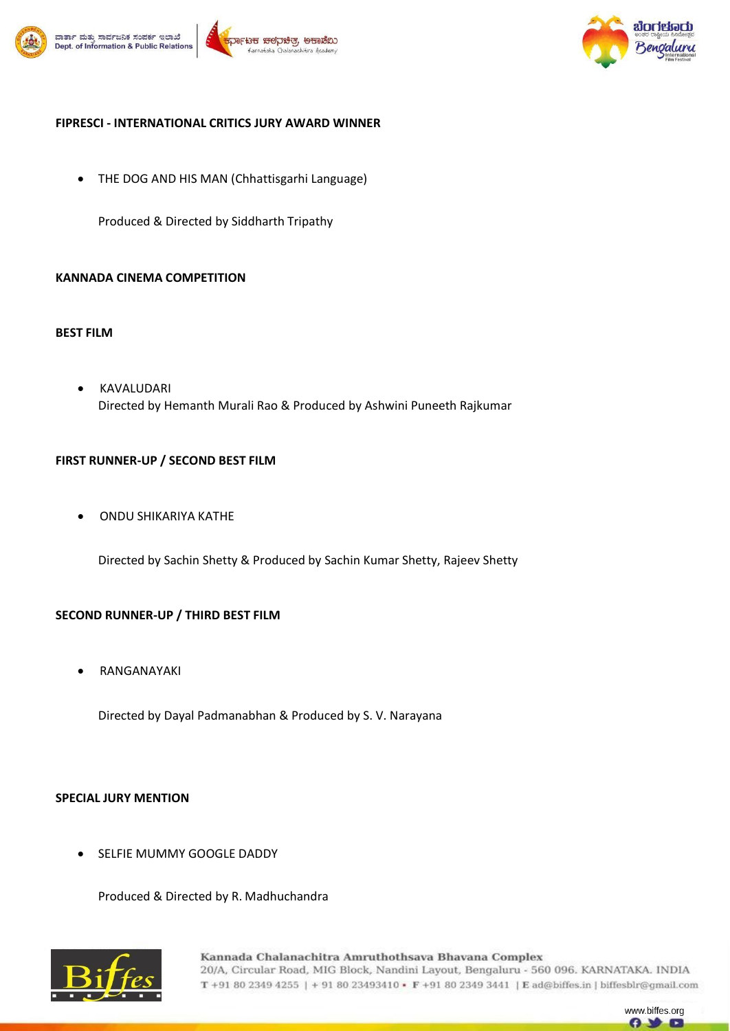**FIPRESCI - INTERNATIONAL CRITICS JURY AWARD WINNER**

- THE DOG AND HIS MAN (Chhattisgarhi Language)

  Produced & Directed by Siddharth Tripathy

**KANNADA CINEMA COMPETITION**

**BEST FILM**

- KAVALUDARI
  Directed by Hemanth Murali Rao & Produced by Ashwini Puneeth Rajkumar

**FIRST RUNNER-UP / SECOND BEST FILM**

- ONDU SHIKARIYA KATHE

  Directed by Sachin Shetty & Produced by Sachin Kumar Shetty, Rajeev Shetty

**SECOND RUNNER-UP / THIRD BEST FILM**

- RANGANAYAKI

  Directed by Dayal Padmanabhan & Produced by S. V. Narayana

**SPECIAL JURY MENTION**

- SELFIE MUMMY GOOGLE DADDY

  Produced & Directed by R. Madhuchandra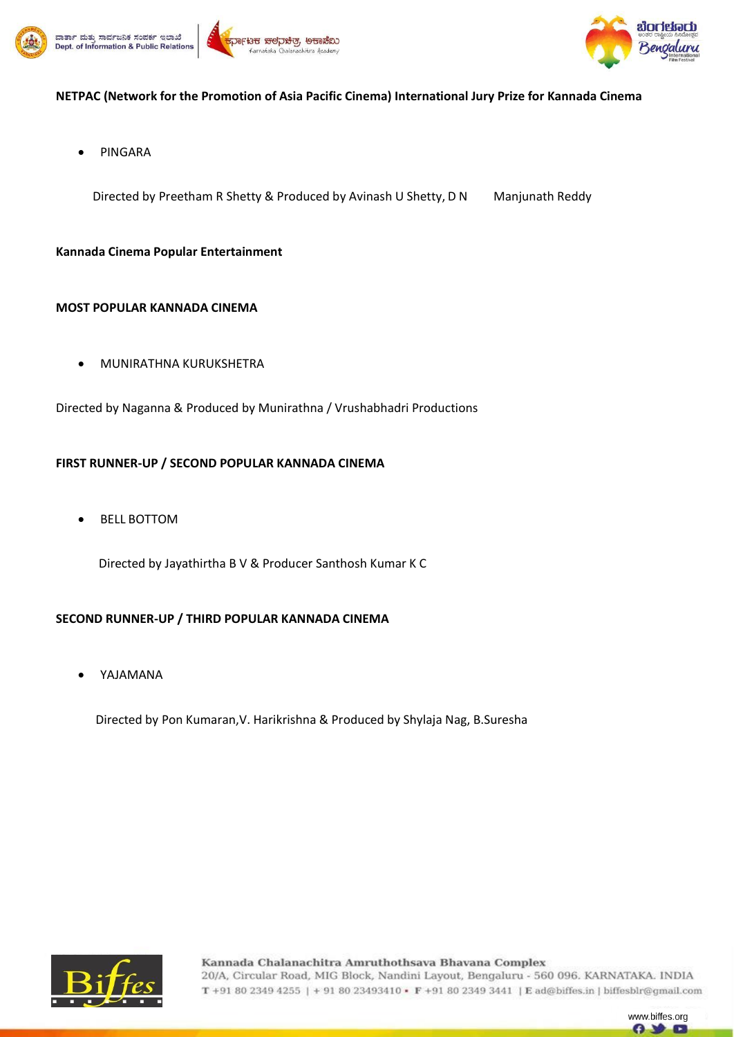**NETPAC (Network for the Promotion of Asia Pacific Cinema) International Jury Prize for Kannada Cinema**

- PINGARA

Directed by Preetham R Shetty & Produced by Avinash U Shetty, D N Manjunath Reddy

**Kannada Cinema Popular Entertainment**

**MOST POPULAR KANNADA CINEMA**

- MUNIRATHNA KURUKSHETRA

Directed by Naganna & Produced by Munirathna / Vrushabhadri Productions

**FIRST RUNNER-UP / SECOND POPULAR KANNADA CINEMA**

- BELL BOTTOM

Directed by Jayathirtha B V & Producer Santhosh Kumar K C

**SECOND RUNNER-UP / THIRD POPULAR KANNADA CINEMA**

- YAJAMANA

Directed by Pon Kumaran,V. Harikrishna & Produced by Shylaja Nag, B.Suresha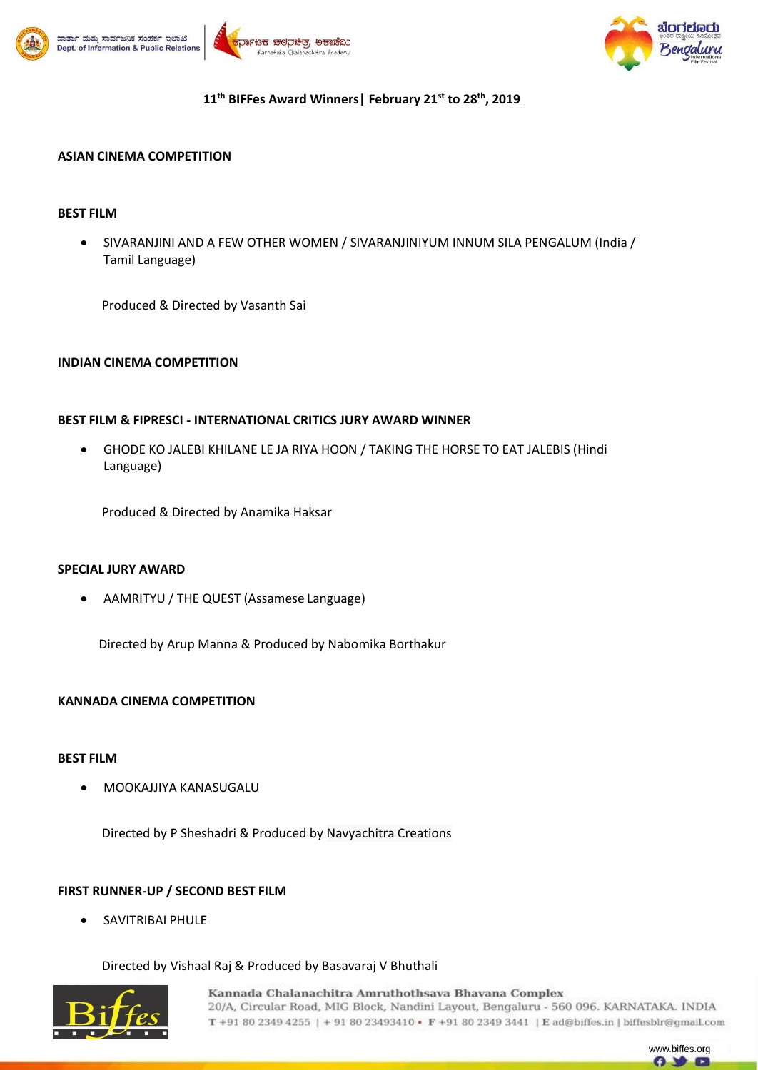## 11th BIFFes Award Winners| February 21st to 28th, 2019

### ASIAN CINEMA COMPETITION

**BEST FILM**

- SIVARANJINI AND A FEW OTHER WOMEN / SIVARANJINIYUM INNUM SILA PENGALUM (India / Tamil Language)

Produced & Directed by Vasanth Sai

### INDIAN CINEMA COMPETITION

**BEST FILM & FIPRESCI - INTERNATIONAL CRITICS JURY AWARD WINNER**

- GHODE KO JALEBI KHILANE LE JA RIYA HOON / TAKING THE HORSE TO EAT JALEBIS (Hindi Language)

Produced & Directed by Anamika Haksar

**SPECIAL JURY AWARD**

- AAMRITYU / THE QUEST (Assamese Language)

Directed by Arup Manna & Produced by Nabomika Borthakur

### KANNADA CINEMA COMPETITION

**BEST FILM**

- MOOKAJJIYA KANASUGALU

Directed by P Sheshadri & Produced by Navyachitra Creations

**FIRST RUNNER-UP / SECOND BEST FILM**

- SAVITRIBAI PHULE

Directed by Vishaal Raj & Produced by Basavaraj V Bhuthali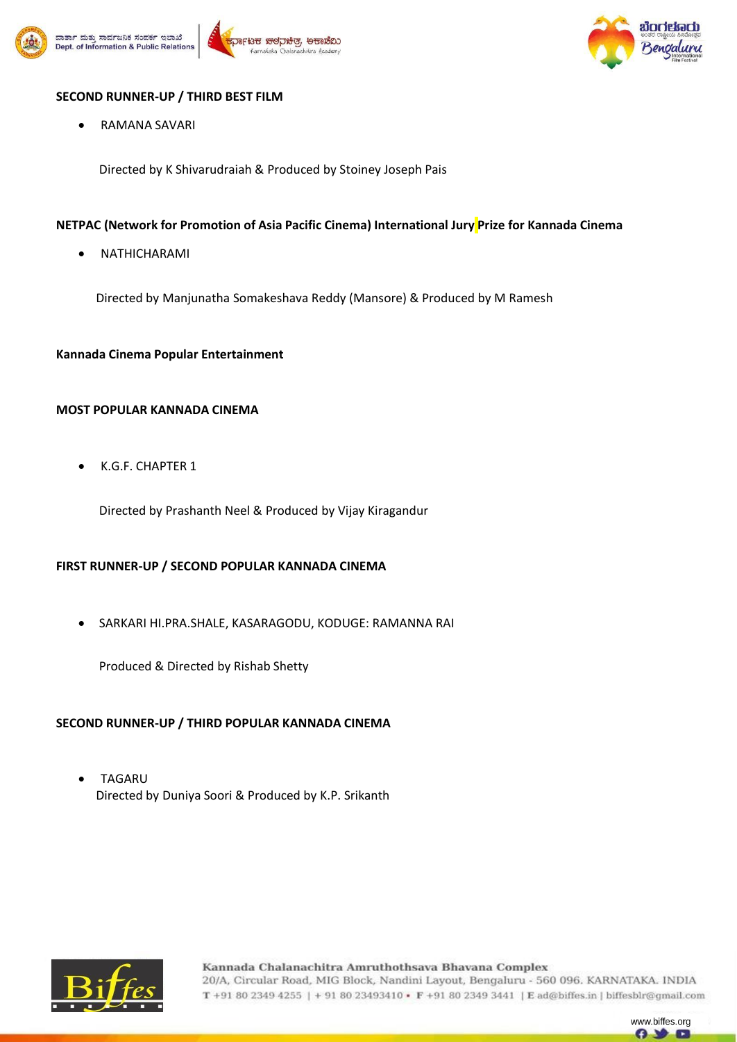**SECOND RUNNER-UP / THIRD BEST FILM**

- RAMANA SAVARI

Directed by K Shivarudraiah & Produced by Stoiney Joseph Pais

**NETPAC (Network for Promotion of Asia Pacific Cinema) International Jury Prize for Kannada Cinema**

- NATHICHARAMI

Directed by Manjunatha Somakeshava Reddy (Mansore) & Produced by M Ramesh

**Kannada Cinema Popular Entertainment**

**MOST POPULAR KANNADA CINEMA**

- K.G.F. CHAPTER 1

Directed by Prashanth Neel & Produced by Vijay Kiragandur

**FIRST RUNNER-UP / SECOND POPULAR KANNADA CINEMA**

- SARKARI HI.PRA.SHALE, KASARAGODU, KODUGE: RAMANNA RAI

Produced & Directed by Rishab Shetty

**SECOND RUNNER-UP / THIRD POPULAR KANNADA CINEMA**

- TAGARU

Directed by Duniya Soori & Produced by K.P. Srikanth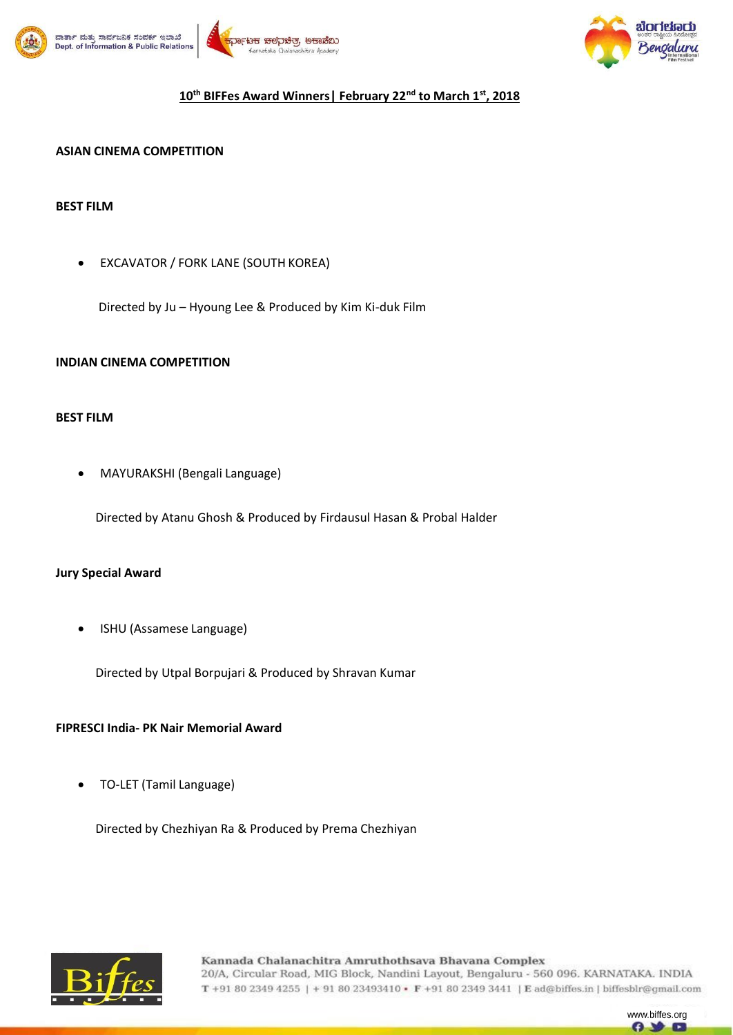## 10th BIFFes Award Winners| February 22nd to March 1st, 2018

### ASIAN CINEMA COMPETITION

**BEST FILM**

- EXCAVATOR / FORK LANE (SOUTH KOREA)

  Directed by Ju – Hyoung Lee & Produced by Kim Ki-duk Film

### INDIAN CINEMA COMPETITION

**BEST FILM**

- MAYURAKSHI (Bengali Language)

  Directed by Atanu Ghosh & Produced by Firdausul Hasan & Probal Halder

**Jury Special Award**

- ISHU (Assamese Language)

  Directed by Utpal Borpujari & Produced by Shravan Kumar

**FIPRESCI India- PK Nair Memorial Award**

- TO-LET (Tamil Language)

  Directed by Chezhiyan Ra & Produced by Prema Chezhiyan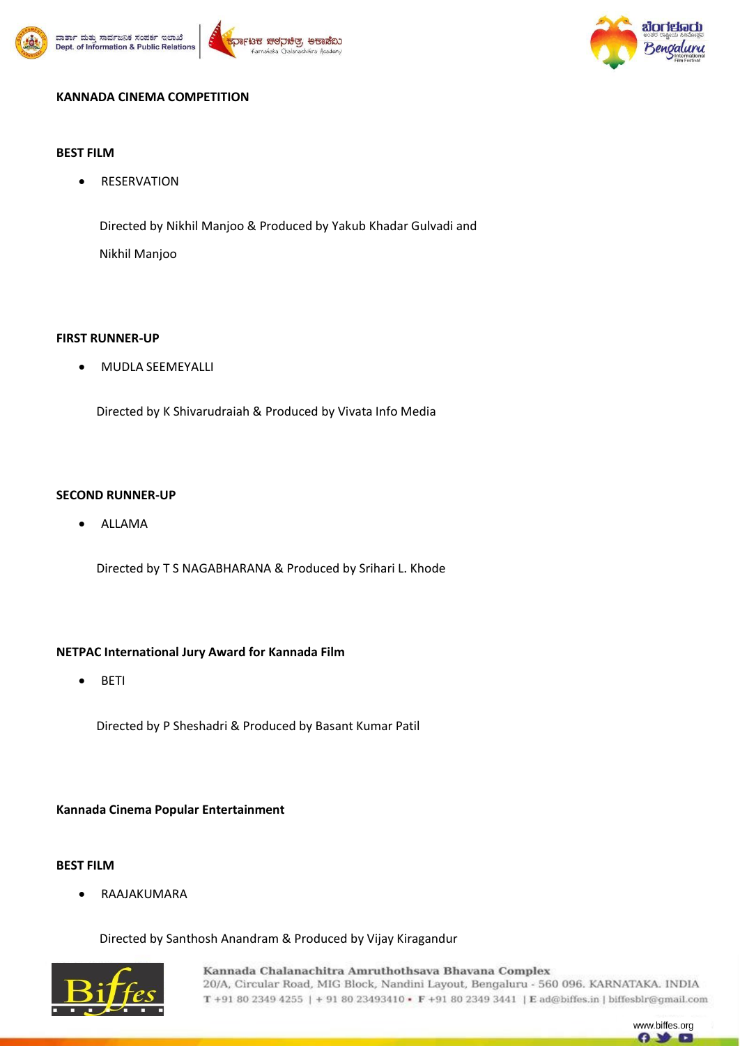## KANNADA CINEMA COMPETITION

### BEST FILM

- RESERVATION

Directed by Nikhil Manjoo & Produced by Yakub Khadar Gulvadi and Nikhil Manjoo

### FIRST RUNNER-UP

- MUDLA SEEMEYALLI

Directed by K Shivarudraiah & Produced by Vivata Info Media

### SECOND RUNNER-UP

- ALLAMA

Directed by T S NAGABHARANA & Produced by Srihari L. Khode

### NETPAC International Jury Award for Kannada Film

- BETI

Directed by P Sheshadri & Produced by Basant Kumar Patil

## Kannada Cinema Popular Entertainment

### BEST FILM

- RAAJAKUMARA

Directed by Santhosh Anandram & Produced by Vijay Kiragandur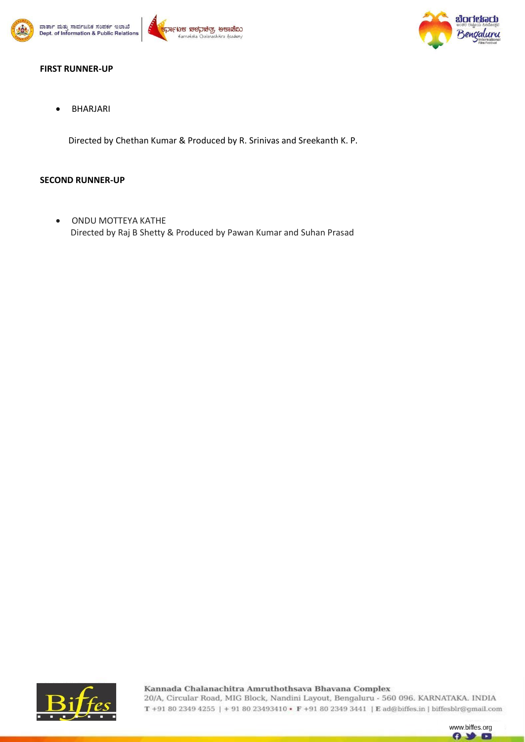**FIRST RUNNER-UP**

- BHARJARI

Directed by Chethan Kumar & Produced by R. Srinivas and Sreekanth K. P.

**SECOND RUNNER-UP**

- ONDU MOTTEYA KATHE
  Directed by Raj B Shetty & Produced by Pawan Kumar and Suhan Prasad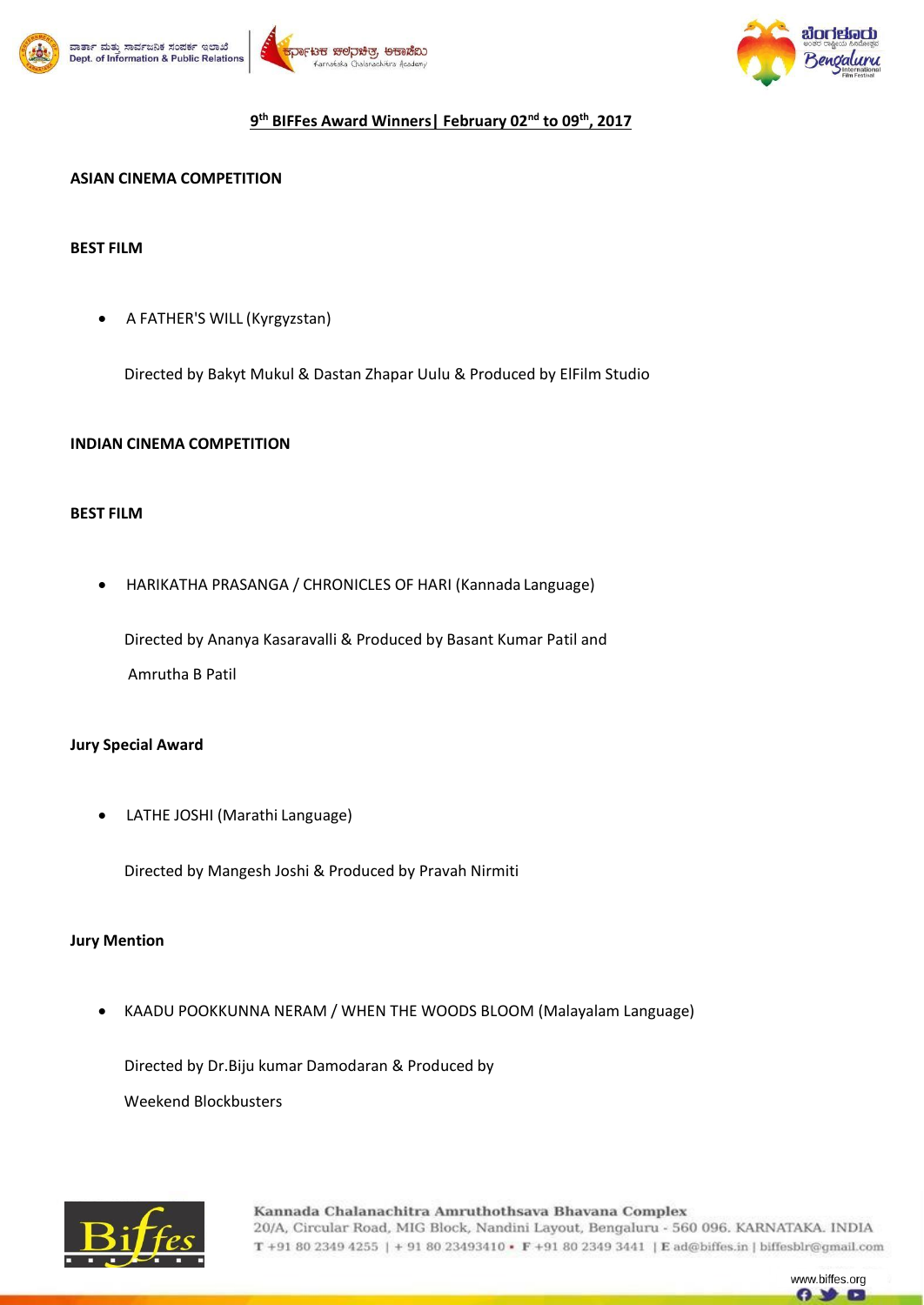**9th BIFFes Award Winners| February 02nd to 09th, 2017**

**ASIAN CINEMA COMPETITION**

**BEST FILM**

- A FATHER'S WILL (Kyrgyzstan)

  Directed by Bakyt Mukul & Dastan Zhapar Uulu & Produced by ElFilm Studio

**INDIAN CINEMA COMPETITION**

**BEST FILM**

- HARIKATHA PRASANGA / CHRONICLES OF HARI (Kannada Language)

  Directed by Ananya Kasaravalli & Produced by Basant Kumar Patil and Amrutha B Patil

**Jury Special Award**

- LATHE JOSHI (Marathi Language)

  Directed by Mangesh Joshi & Produced by Pravah Nirmiti

**Jury Mention**

- KAADU POOKKUNNA NERAM / WHEN THE WOODS BLOOM (Malayalam Language)

  Directed by Dr.Biju kumar Damodaran & Produced by Weekend Blockbusters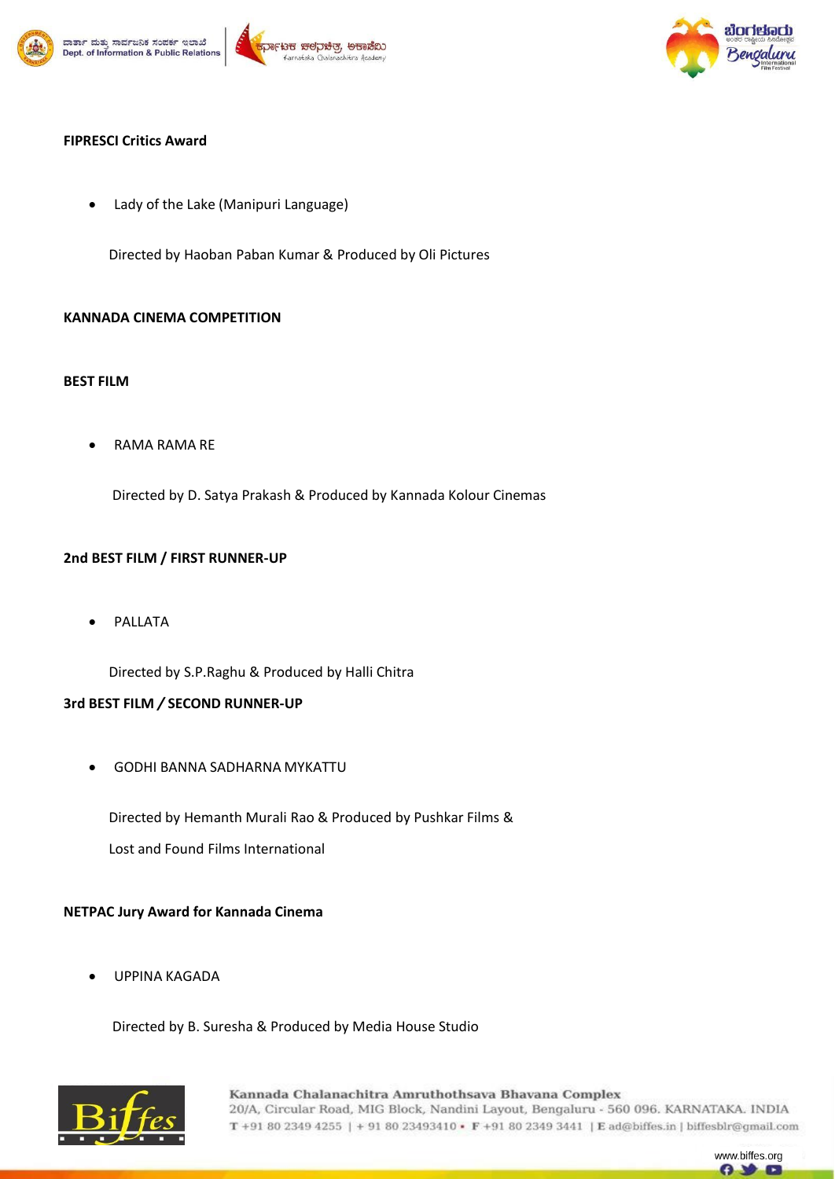**FIPRESCI Critics Award**

- Lady of the Lake (Manipuri Language)

  Directed by Haoban Paban Kumar & Produced by Oli Pictures

**KANNADA CINEMA COMPETITION**

**BEST FILM**

- RAMA RAMA RE

  Directed by D. Satya Prakash & Produced by Kannada Kolour Cinemas

**2nd BEST FILM / FIRST RUNNER-UP**

- PALLATA

  Directed by S.P.Raghu & Produced by Halli Chitra

**3rd BEST FILM / SECOND RUNNER-UP**

- GODHI BANNA SADHARNA MYKATTU

  Directed by Hemanth Murali Rao & Produced by Pushkar Films & Lost and Found Films International

**NETPAC Jury Award for Kannada Cinema**

- UPPINA KAGADA

  Directed by B. Suresha & Produced by Media House Studio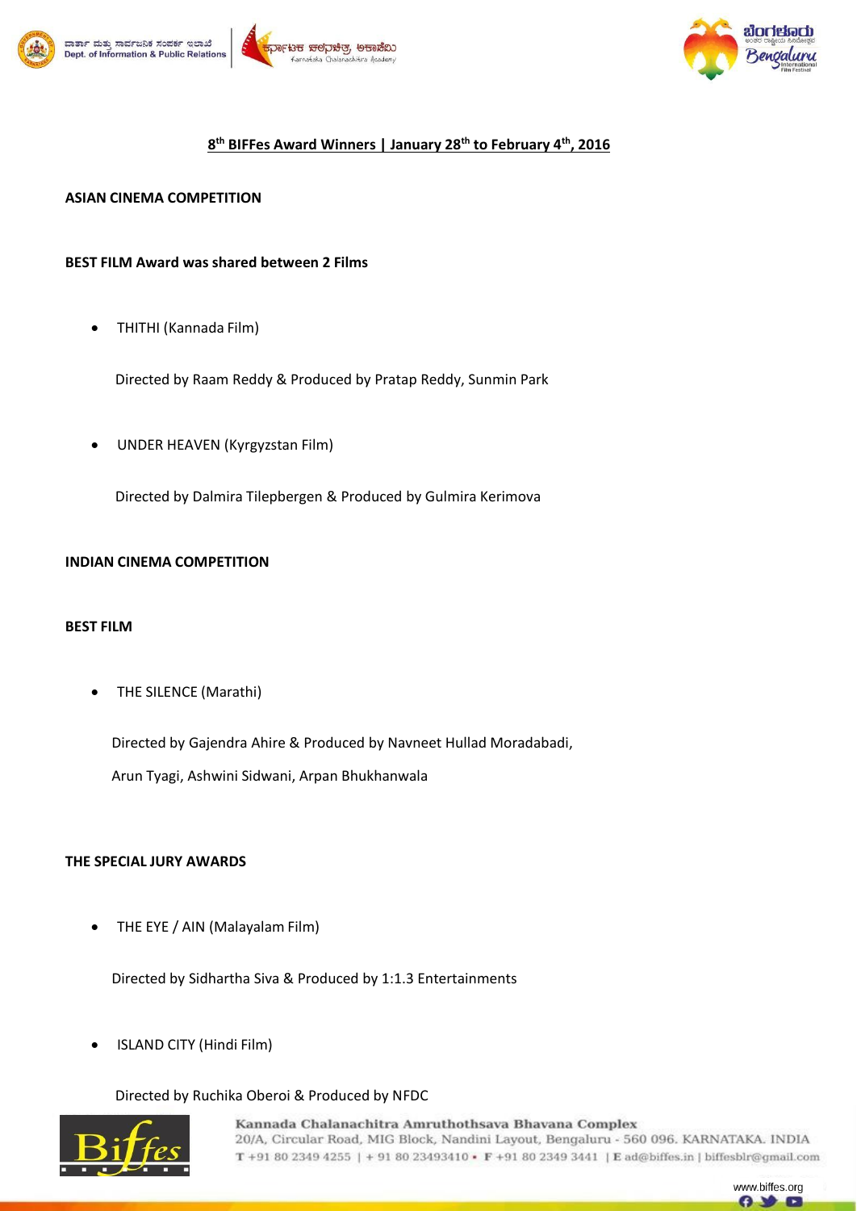## 8th BIFFes Award Winners | January 28th to February 4th, 2016

### ASIAN CINEMA COMPETITION

**BEST FILM Award was shared between 2 Films**

- THITHI (Kannada Film)

  Directed by Raam Reddy & Produced by Pratap Reddy, Sunmin Park

- UNDER HEAVEN (Kyrgyzstan Film)

  Directed by Dalmira Tilepbergen & Produced by Gulmira Kerimova

### INDIAN CINEMA COMPETITION

**BEST FILM**

- THE SILENCE (Marathi)

  Directed by Gajendra Ahire & Produced by Navneet Hullad Moradabadi,
  Arun Tyagi, Ashwini Sidwani, Arpan Bhukhanwala

**THE SPECIAL JURY AWARDS**

- THE EYE / AIN (Malayalam Film)

  Directed by Sidhartha Siva & Produced by 1:1.3 Entertainments

- ISLAND CITY (Hindi Film)

  Directed by Ruchika Oberoi & Produced by NFDC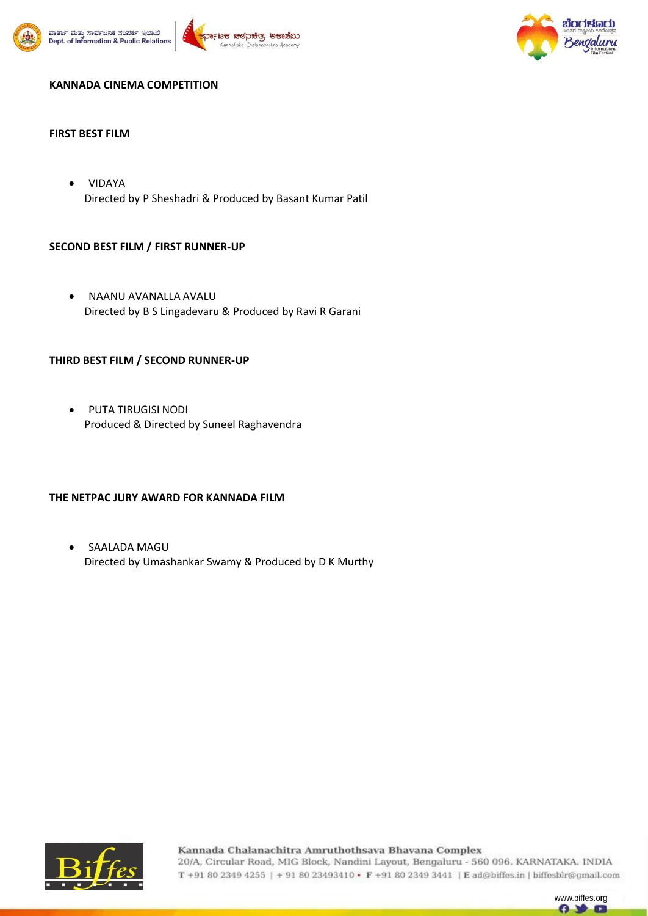**KANNADA CINEMA COMPETITION**

**FIRST BEST FILM**

- VIDAYA
  Directed by P Sheshadri & Produced by Basant Kumar Patil

**SECOND BEST FILM / FIRST RUNNER-UP**

- NAANU AVANALLA AVALU
  Directed by B S Lingadevaru & Produced by Ravi R Garani

**THIRD BEST FILM / SECOND RUNNER-UP**

- PUTA TIRUGISI NODI
  Produced & Directed by Suneel Raghavendra

**THE NETPAC JURY AWARD FOR KANNADA FILM**

- SAALADA MAGU
  Directed by Umashankar Swamy & Produced by D K Murthy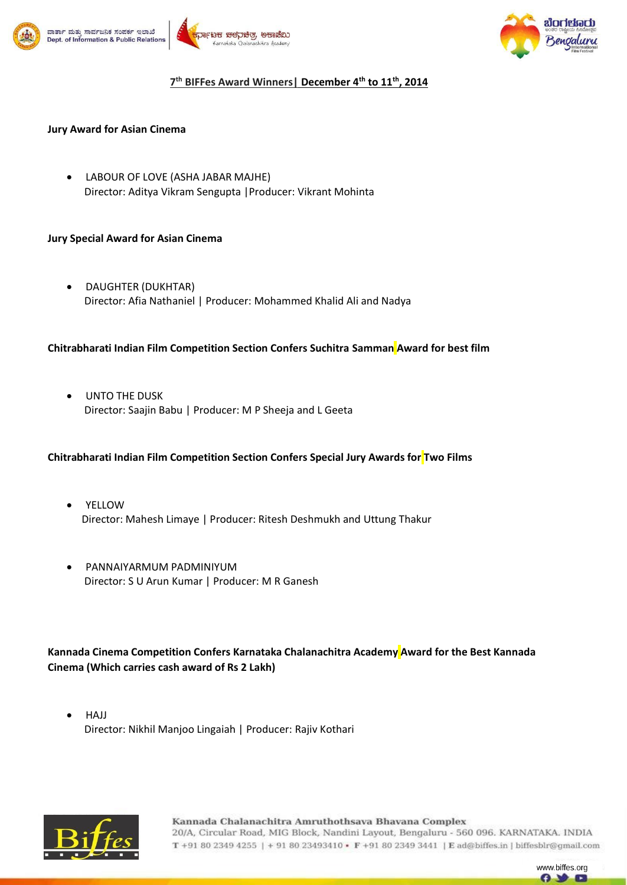## 7th BIFFes Award Winners| December 4th to 11th, 2014

**Jury Award for Asian Cinema**

- LABOUR OF LOVE (ASHA JABAR MAJHE)
  Director: Aditya Vikram Sengupta |Producer: Vikrant Mohinta

**Jury Special Award for Asian Cinema**

- DAUGHTER (DUKHTAR)
  Director: Afia Nathaniel | Producer: Mohammed Khalid Ali and Nadya

**Chitrabharati Indian Film Competition Section Confers Suchitra Samman Award for best film**

- UNTO THE DUSK
  Director: Saajin Babu | Producer: M P Sheeja and L Geeta

**Chitrabharati Indian Film Competition Section Confers Special Jury Awards for Two Films**

- YELLOW
  Director: Mahesh Limaye | Producer: Ritesh Deshmukh and Uttung Thakur

- PANNAIYARMUM PADMINIYUM
  Director: S U Arun Kumar | Producer: M R Ganesh

**Kannada Cinema Competition Confers Karnataka Chalanachitra Academy Award for the Best Kannada Cinema (Which carries cash award of Rs 2 Lakh)**

- HAJJ
  Director: Nikhil Manjoo Lingaiah | Producer: Rajiv Kothari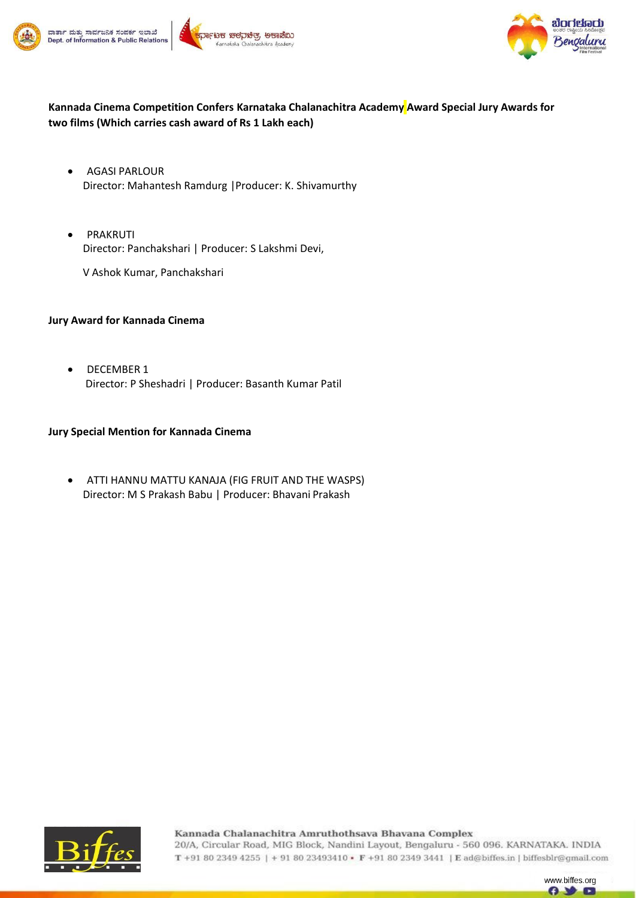**Kannada Cinema Competition Confers Karnataka Chalanachitra Academy Award Special Jury Awards for two films (Which carries cash award of Rs 1 Lakh each)**

- AGASI PARLOUR
  Director: Mahantesh Ramdurg |Producer: K. Shivamurthy

- PRAKRUTI
  Director: Panchakshari | Producer: S Lakshmi Devi,

  V Ashok Kumar, Panchakshari

**Jury Award for Kannada Cinema**

- DECEMBER 1
  Director: P Sheshadri | Producer: Basanth Kumar Patil

**Jury Special Mention for Kannada Cinema**

- ATTI HANNU MATTU KANAJA (FIG FRUIT AND THE WASPS)
  Director: M S Prakash Babu | Producer: Bhavani Prakash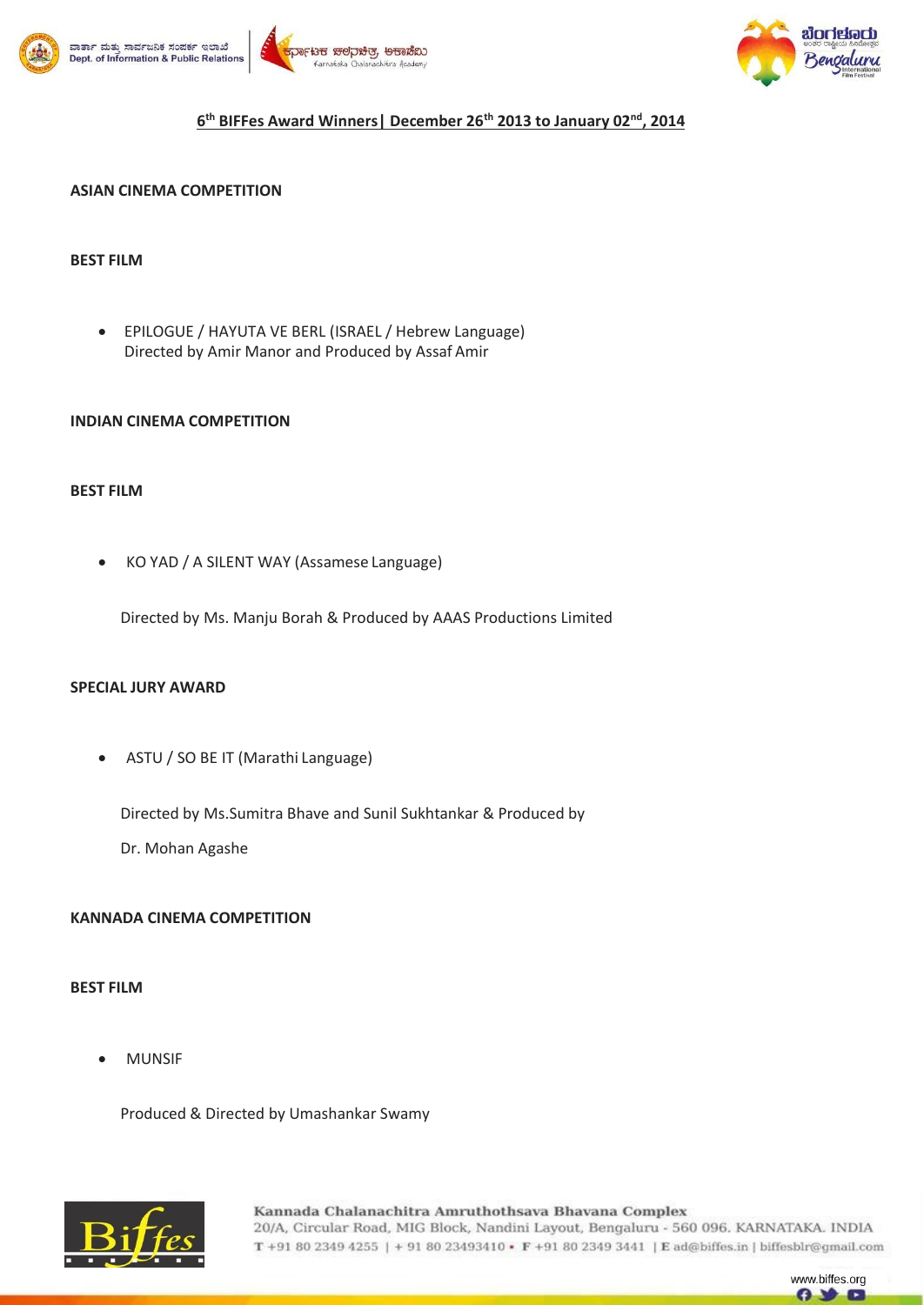## 6th BIFFes Award Winners| December 26th 2013 to January 02nd, 2014

### ASIAN CINEMA COMPETITION

**BEST FILM**

- EPILOGUE / HAYUTA VE BERL (ISRAEL / Hebrew Language)
  Directed by Amir Manor and Produced by Assaf Amir

### INDIAN CINEMA COMPETITION

**BEST FILM**

- KO YAD / A SILENT WAY (Assamese Language)

  Directed by Ms. Manju Borah & Produced by AAAS Productions Limited

**SPECIAL JURY AWARD**

- ASTU / SO BE IT (Marathi Language)

  Directed by Ms.Sumitra Bhave and Sunil Sukhtankar & Produced by

  Dr. Mohan Agashe

### KANNADA CINEMA COMPETITION

**BEST FILM**

- MUNSIF

  Produced & Directed by Umashankar Swamy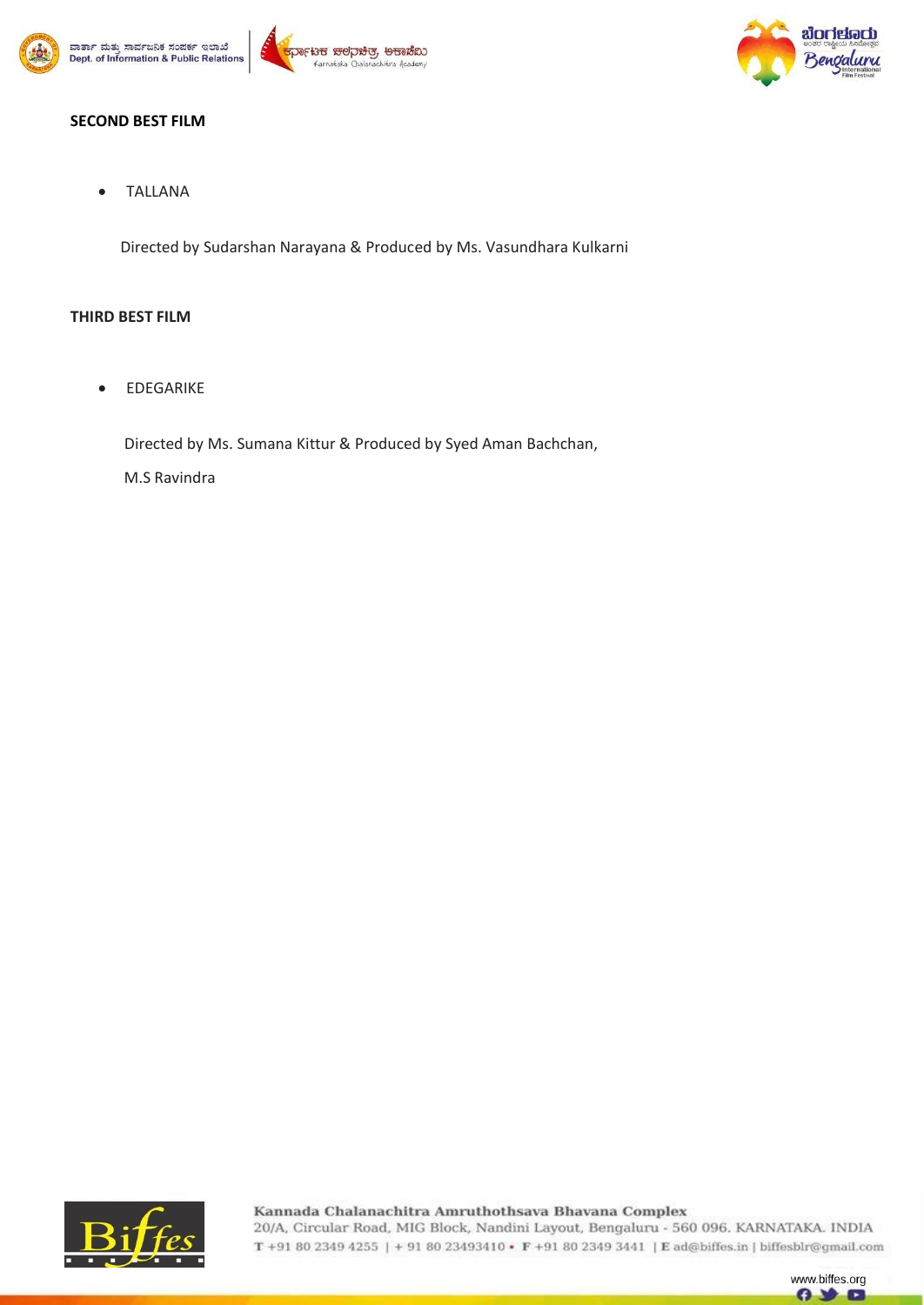**SECOND BEST FILM**

- TALLANA

Directed by Sudarshan Narayana & Produced by Ms. Vasundhara Kulkarni

**THIRD BEST FILM**

- EDEGARIKE

Directed by Ms. Sumana Kittur & Produced by Syed Aman Bachchan,

M.S Ravindra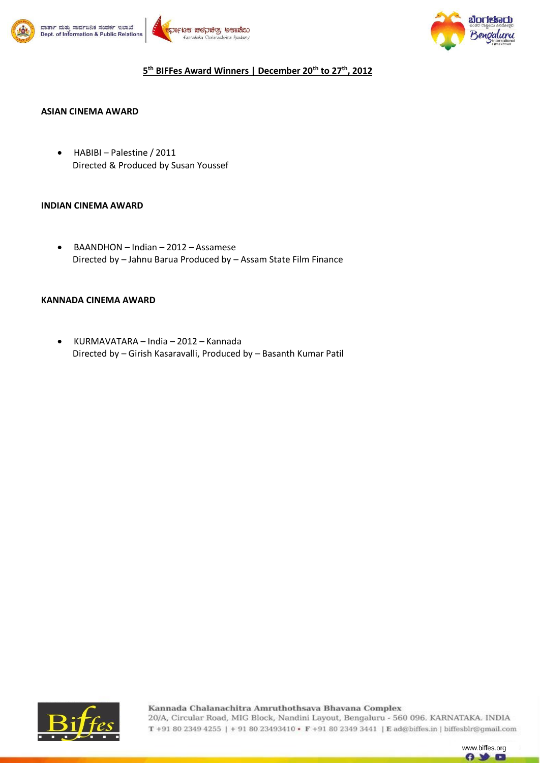## 5th BIFFes Award Winners | December 20th to 27th, 2012

**ASIAN CINEMA AWARD**

- HABIBI – Palestine / 2011
  Directed & Produced by Susan Youssef

**INDIAN CINEMA AWARD**

- BAANDHON – Indian – 2012 – Assamese
  Directed by – Jahnu Barua Produced by – Assam State Film Finance

**KANNADA CINEMA AWARD**

- KURMAVATARA – India – 2012 – Kannada
  Directed by – Girish Kasaravalli, Produced by – Basanth Kumar Patil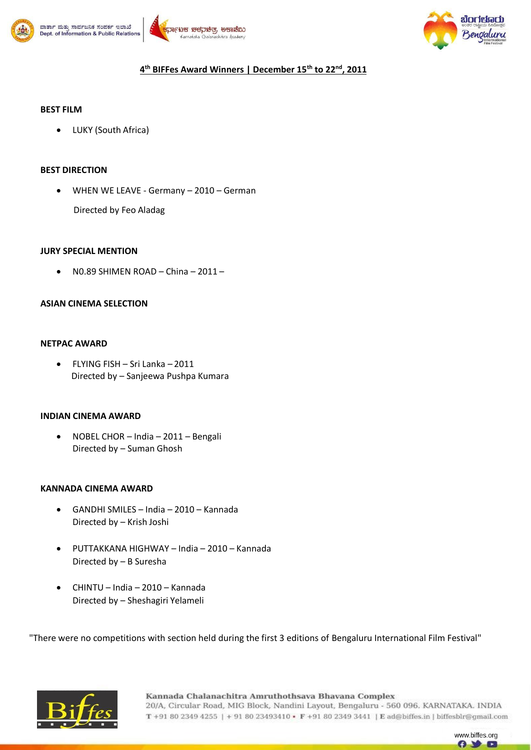## 4th BIFFes Award Winners | December 15th to 22nd, 2011

**BEST FILM**

- LUKY (South Africa)

**BEST DIRECTION**

- WHEN WE LEAVE - Germany – 2010 – German
  
  Directed by Feo Aladag

**JURY SPECIAL MENTION**

- N0.89 SHIMEN ROAD – China – 2011 –

**ASIAN CINEMA SELECTION**

**NETPAC AWARD**

- FLYING FISH – Sri Lanka – 2011
  Directed by – Sanjeewa Pushpa Kumara

**INDIAN CINEMA AWARD**

- NOBEL CHOR – India – 2011 – Bengali
  Directed by – Suman Ghosh

**KANNADA CINEMA AWARD**

- GANDHI SMILES – India – 2010 – Kannada
  Directed by – Krish Joshi

- PUTTAKKANA HIGHWAY – India – 2010 – Kannada
  Directed by – B Suresha

- CHINTU – India – 2010 – Kannada
  Directed by – Sheshagiri Yelameli

"There were no competitions with section held during the first 3 editions of Bengaluru International Film Festival"

Kannada Chalanachitra Amruthothsava Bhavana Complex
20/A, Circular Road, MIG Block, Nandini Layout, Bengaluru - 560 096. KARNATAKA. INDIA
T +91 80 2349 4255 | + 91 80 23493410 • F +91 80 2349 3441 | E ad@biffes.in | biffesblr@gmail.com

www.biffes.org